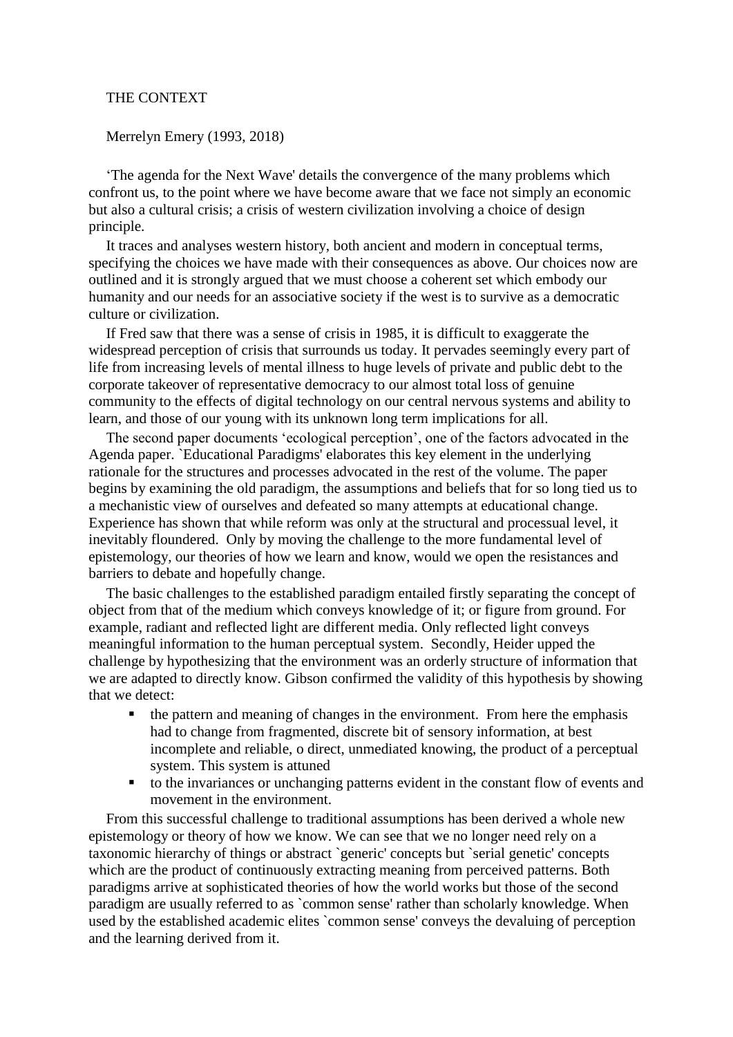# THE CONTEXT

Merrelyn Emery (1993, 2018)

'The agenda for the Next Wave' details the convergence of the many problems which confront us, to the point where we have become aware that we face not simply an economic but also a cultural crisis; a crisis of western civilization involving a choice of design principle.

It traces and analyses western history, both ancient and modern in conceptual terms, specifying the choices we have made with their consequences as above. Our choices now are outlined and it is strongly argued that we must choose a coherent set which embody our humanity and our needs for an associative society if the west is to survive as a democratic culture or civilization.

If Fred saw that there was a sense of crisis in 1985, it is difficult to exaggerate the widespread perception of crisis that surrounds us today. It pervades seemingly every part of life from increasing levels of mental illness to huge levels of private and public debt to the corporate takeover of representative democracy to our almost total loss of genuine community to the effects of digital technology on our central nervous systems and ability to learn, and those of our young with its unknown long term implications for all.

The second paper documents 'ecological perception', one of the factors advocated in the Agenda paper. `Educational Paradigms' elaborates this key element in the underlying rationale for the structures and processes advocated in the rest of the volume. The paper begins by examining the old paradigm, the assumptions and beliefs that for so long tied us to a mechanistic view of ourselves and defeated so many attempts at educational change. Experience has shown that while reform was only at the structural and processual level, it inevitably floundered. Only by moving the challenge to the more fundamental level of epistemology, our theories of how we learn and know, would we open the resistances and barriers to debate and hopefully change.

The basic challenges to the established paradigm entailed firstly separating the concept of object from that of the medium which conveys knowledge of it; or figure from ground. For example, radiant and reflected light are different media. Only reflected light conveys meaningful information to the human perceptual system. Secondly, Heider upped the challenge by hypothesizing that the environment was an orderly structure of information that we are adapted to directly know. Gibson confirmed the validity of this hypothesis by showing that we detect:

- the pattern and meaning of changes in the environment. From here the emphasis had to change from fragmented, discrete bit of sensory information, at best incomplete and reliable, o direct, unmediated knowing, the product of a perceptual system. This system is attuned
- to the invariances or unchanging patterns evident in the constant flow of events and movement in the environment.

From this successful challenge to traditional assumptions has been derived a whole new epistemology or theory of how we know. We can see that we no longer need rely on a taxonomic hierarchy of things or abstract `generic' concepts but `serial genetic' concepts which are the product of continuously extracting meaning from perceived patterns. Both paradigms arrive at sophisticated theories of how the world works but those of the second paradigm are usually referred to as `common sense' rather than scholarly knowledge. When used by the established academic elites `common sense' conveys the devaluing of perception and the learning derived from it.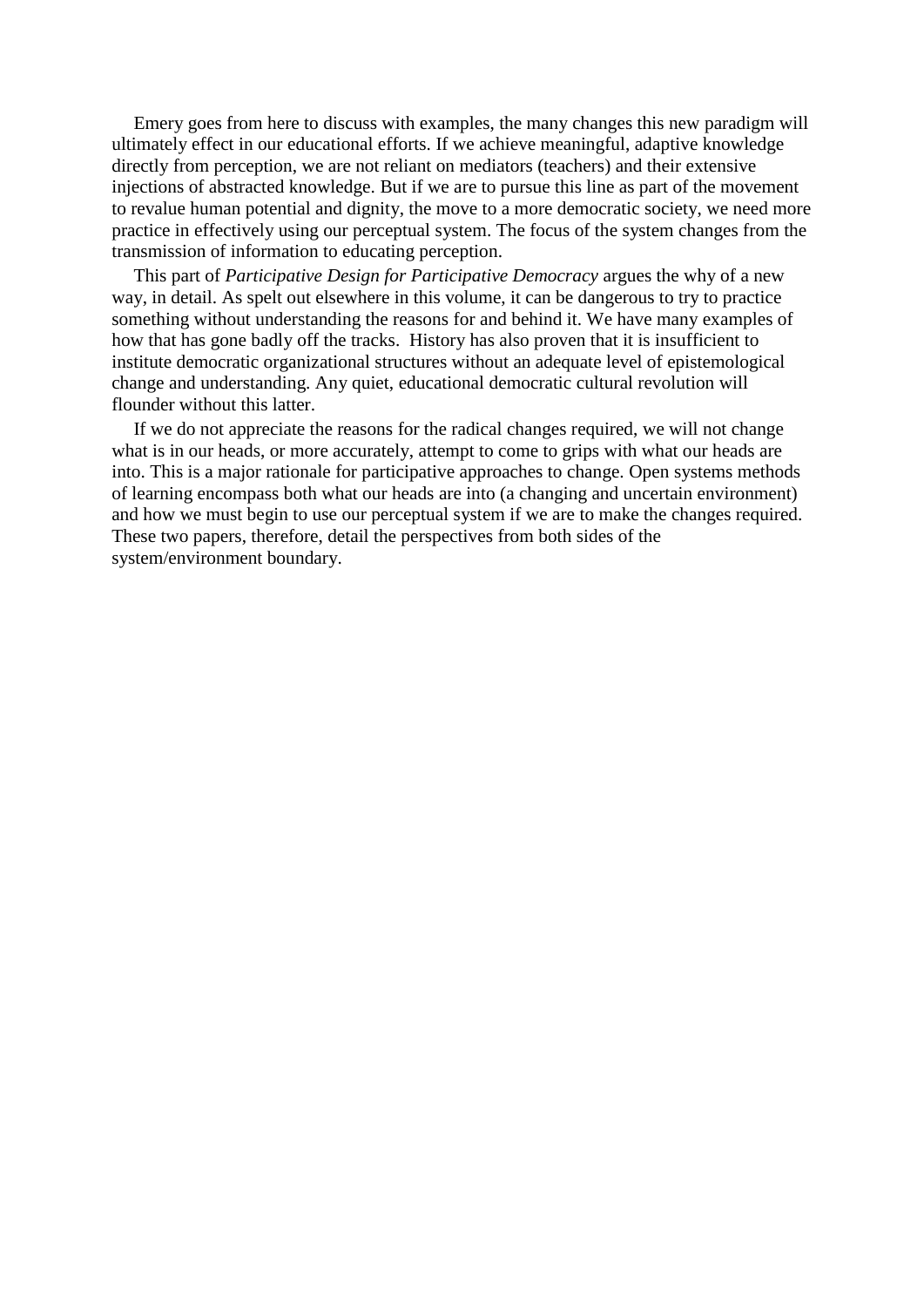Emery goes from here to discuss with examples, the many changes this new paradigm will ultimately effect in our educational efforts. If we achieve meaningful, adaptive knowledge directly from perception, we are not reliant on mediators (teachers) and their extensive injections of abstracted knowledge. But if we are to pursue this line as part of the movement to revalue human potential and dignity, the move to a more democratic society, we need more practice in effectively using our perceptual system. The focus of the system changes from the transmission of information to educating perception.

This part of *Participative Design for Participative Democracy* argues the why of a new way, in detail. As spelt out elsewhere in this volume, it can be dangerous to try to practice something without understanding the reasons for and behind it. We have many examples of how that has gone badly off the tracks. History has also proven that it is insufficient to institute democratic organizational structures without an adequate level of epistemological change and understanding. Any quiet, educational democratic cultural revolution will flounder without this latter.

If we do not appreciate the reasons for the radical changes required, we will not change what is in our heads, or more accurately, attempt to come to grips with what our heads are into. This is a major rationale for participative approaches to change. Open systems methods of learning encompass both what our heads are into (a changing and uncertain environment) and how we must begin to use our perceptual system if we are to make the changes required. These two papers, therefore, detail the perspectives from both sides of the system/environment boundary.